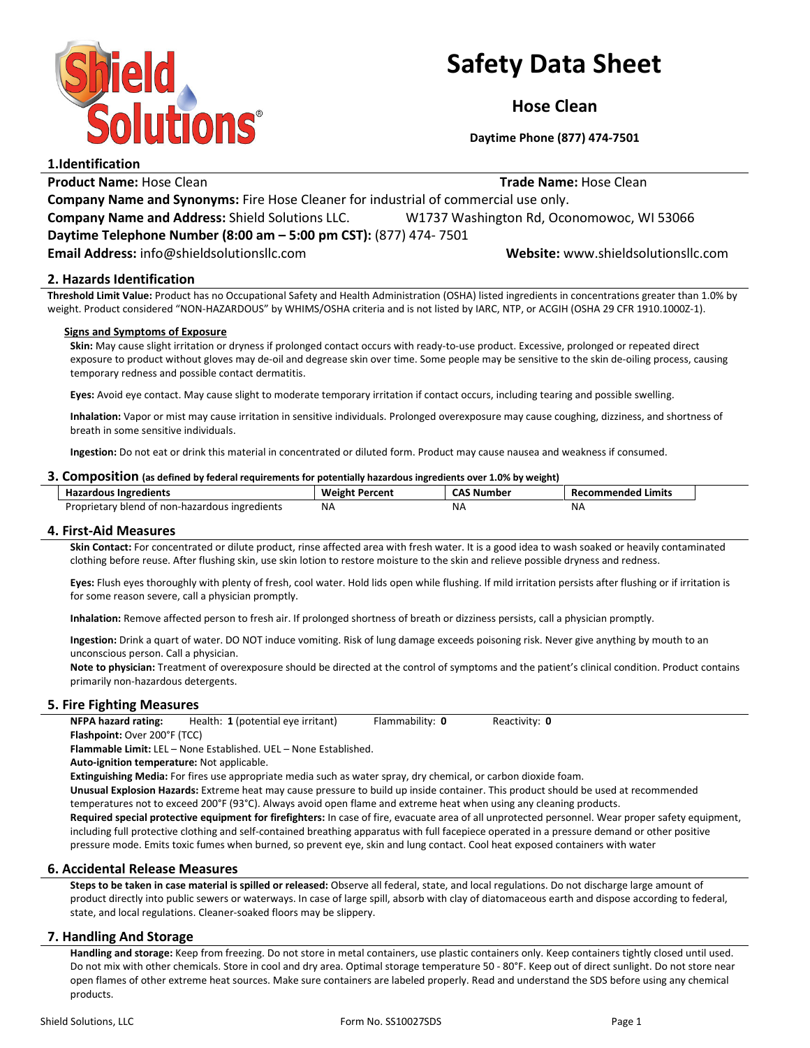# Safety Data Sheet

## Hose Clean

**Daytime Phone (877) 474-7501**

## 1.Identification

**Product Name:** Hose Clean **Trade Name:** Hose Clean

**Company Name and Synonyms:** Fire Hose Cleaner for industrial of commercial use only.

**Company Name and Address:** Shield Solutions LLC. W1737 Washington Rd, Oconomowoc, WI 53066

**Daytime Telephone Number (8:00 am – 5:00 pm CST):** (877) 474- 7501

**Email Address:** info@shieldsolutionsllc.com **Website:** www.shieldsolutionsllc.com

## 2. Hazards Identification

**Threshold Limit Value:** Product has no Occupational Safety and Health Administration (OSHA) listed ingredients in concentrations greater than 1.0% by weight. Product considered "NON-HAZARDOUS" by WHIMS/OSHA criteria and is not listed by IARC, NTP, or ACGIH (OSHA 29 CFR 1910.1000Z-1).

**Signs and Symptoms of Exposure**

**Skin:** May cause slight irritation or dryness if prolonged contact occurs with ready-to-use product. Excessive, prolonged or repeated direct exposure to product without gloves may de-oil and degrease skin over time. Some people may be sensitive to the skin de-oiling process, causing temporary redness and possible contact dermatitis.

**Eyes:** Avoid eye contact. May cause slight to moderate temporary irritation if contact occurs, including tearing and possible swelling.

**Inhalation:** Vapor or mist may cause irritation in sensitive individuals. Prolonged overexposure may cause coughing, dizziness, and shortness of breath in some sensitive individuals.

**Ingestion:** Do not eat or drink this material in concentrated or diluted form. Product may cause nausea and weakness if consumed.

## 3. Composition (as defined by federal requirements for potentially hazardous ingredients over 1.0% by weight)

| Hazardous Ingredients | Weight Percent | CAS Number | Recommended Limits |
|---|---|---|---|
| Proprietary blend of non-hazardous ingredients | NA | NA | NA |

## 4. First-Aid Measures

**Skin Contact:** For concentrated or dilute product, rinse affected area with fresh water. It is a good idea to wash soaked or heavily contaminated clothing before reuse. After flushing skin, use skin lotion to restore moisture to the skin and relieve possible dryness and redness.

**Eyes:** Flush eyes thoroughly with plenty of fresh, cool water. Hold lids open while flushing. If mild irritation persists after flushing or if irritation is for some reason severe, call a physician promptly.

**Inhalation:** Remove affected person to fresh air. If prolonged shortness of breath or dizziness persists, call a physician promptly.

**Ingestion:** Drink a quart of water. DO NOT induce vomiting. Risk of lung damage exceeds poisoning risk. Never give anything by mouth to an unconscious person. Call a physician.

**Note to physician:** Treatment of overexposure should be directed at the control of symptoms and the patient's clinical condition. Product contains primarily non-hazardous detergents.

## 5. Fire Fighting Measures

**NFPA hazard rating:** Health: **1** (potential eye irritant) Flammability: **0** Reactivity: **0**

**Flashpoint:** Over 200°F (TCC)

**Flammable Limit:** LEL – None Established. UEL – None Established.

**Auto-ignition temperature:** Not applicable.

**Extinguishing Media:** For fires use appropriate media such as water spray, dry chemical, or carbon dioxide foam.

**Unusual Explosion Hazards:** Extreme heat may cause pressure to build up inside container. This product should be used at recommended temperatures not to exceed 200°F (93°C). Always avoid open flame and extreme heat when using any cleaning products.

**Required special protective equipment for firefighters:** In case of fire, evacuate area of all unprotected personnel. Wear proper safety equipment, including full protective clothing and self-contained breathing apparatus with full facepiece operated in a pressure demand or other positive pressure mode. Emits toxic fumes when burned, so prevent eye, skin and lung contact. Cool heat exposed containers with water

## 6. Accidental Release Measures

**Steps to be taken in case material is spilled or released:** Observe all federal, state, and local regulations. Do not discharge large amount of product directly into public sewers or waterways. In case of large spill, absorb with clay of diatomaceous earth and dispose according to federal, state, and local regulations. Cleaner-soaked floors may be slippery.

## 7. Handling And Storage

**Handling and storage:** Keep from freezing. Do not store in metal containers, use plastic containers only. Keep containers tightly closed until used. Do not mix with other chemicals. Store in cool and dry area. Optimal storage temperature 50 - 80°F. Keep out of direct sunlight. Do not store near open flames of other extreme heat sources. Make sure containers are labeled properly. Read and understand the SDS before using any chemical products.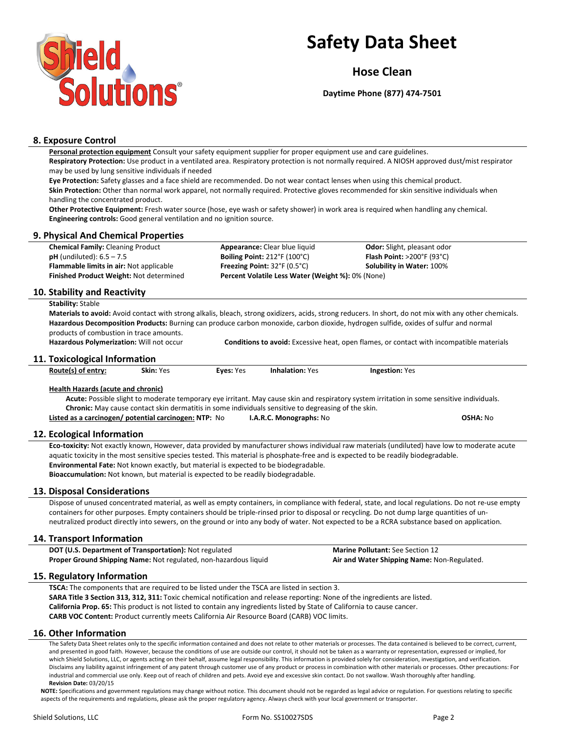# Safety Data Sheet

## Hose Clean

**Daytime Phone (877) 474-7501**

## 8. Exposure Control

**Personal protection equipment** Consult your safety equipment supplier for proper equipment use and care guidelines.

**Respiratory Protection:** Use product in a ventilated area. Respiratory protection is not normally required. A NIOSH approved dust/mist respirator may be used by lung sensitive individuals if needed

**Eye Protection:** Safety glasses and a face shield are recommended. Do not wear contact lenses when using this chemical product.

**Skin Protection:** Other than normal work apparel, not normally required. Protective gloves recommended for skin sensitive individuals when handling the concentrated product.

**Other Protective Equipment:** Fresh water source (hose, eye wash or safety shower) in work area is required when handling any chemical.

**Engineering controls:** Good general ventilation and no ignition source.

## 9. Physical And Chemical Properties

**Chemical Family:** Cleaning Product

**pH** (undiluted): 6.5 – 7.5

**Flammable limits in air:** Not applicable

**Finished Product Weight:** Not determined

**Appearance:** Clear blue liquid

**Boiling Point:** 212°F (100°C)

**Freezing Point:** 32°F (0.5°C)

**Percent Volatile Less Water (Weight %):** 0% (None)

**Odor:** Slight, pleasant odor

**Flash Point:** >200°F (93°C)

**Solubility in Water:** 100%

## 10. Stability and Reactivity

**Stability:** Stable

**Materials to avoid:** Avoid contact with strong alkalis, bleach, strong oxidizers, acids, strong reducers. In short, do not mix with any other chemicals.

**Hazardous Decomposition Products:** Burning can produce carbon monoxide, carbon dioxide, hydrogen sulfide, oxides of sulfur and normal products of combustion in trace amounts.

**Hazardous Polymerization:** Will not occur

**Conditions to avoid:** Excessive heat, open flames, or contact with incompatible materials

## 11. Toxicological Information

**Route(s) of entry:** **Skin:** Yes **Eyes:** Yes **Inhalation:** Yes **Ingestion:** Yes

**Health Hazards (acute and chronic)**

**Acute:** Possible slight to moderate temporary eye irritant. May cause skin and respiratory system irritation in some sensitive individuals.

**Chronic:** May cause contact skin dermatitis in some individuals sensitive to degreasing of the skin.

**Listed as a carcinogen/ potential carcinogen: NTP:** No **I.A.R.C. Monographs:** No **OSHA:** No

## 12. Ecological Information

**Eco-toxicity:** Not exactly known, However, data provided by manufacturer shows individual raw materials (undiluted) have low to moderate acute aquatic toxicity in the most sensitive species tested. This material is phosphate-free and is expected to be readily biodegradable.

**Environmental Fate:** Not known exactly, but material is expected to be biodegradable.

**Bioaccumulation:** Not known, but material is expected to be readily biodegradable.

## 13. Disposal Considerations

Dispose of unused concentrated material, as well as empty containers, in compliance with federal, state, and local regulations. Do not re-use empty containers for other purposes. Empty containers should be triple-rinsed prior to disposal or recycling. Do not dump large quantities of un-neutralized product directly into sewers, on the ground or into any body of water. Not expected to be a RCRA substance based on application.

## 14. Transport Information

**DOT (U.S. Department of Transportation):** Not regulated

**Proper Ground Shipping Name:** Not regulated, non-hazardous liquid

**Marine Pollutant:** See Section 12

**Air and Water Shipping Name:** Non-Regulated.

## 15. Regulatory Information

**TSCA:** The components that are required to be listed under the TSCA are listed in section 3.

**SARA Title 3 Section 313, 312, 311:** Toxic chemical notification and release reporting: None of the ingredients are listed.

**California Prop. 65:** This product is not listed to contain any ingredients listed by State of California to cause cancer.

**CARB VOC Content:** Product currently meets California Air Resource Board (CARB) VOC limits.

## 16. Other Information

The Safety Data Sheet relates only to the specific information contained and does not relate to other materials or processes. The data contained is believed to be correct, current, and presented in good faith. However, because the conditions of use are outside our control, it should not be taken as a warranty or representation, expressed or implied, for which Shield Solutions, LLC, or agents acting on their behalf, assume legal responsibility. This information is provided solely for consideration, investigation, and verification. Disclaims any liability against infringement of any patent through customer use of any product or process in combination with other materials or processes. Other precautions: For industrial and commercial use only. Keep out of reach of children and pets. Avoid eye and excessive skin contact. Do not swallow. Wash thoroughly after handling.

**Revision Date:** 03/20/15

**NOTE:** Specifications and government regulations may change without notice. This document should not be regarded as legal advice or regulation. For questions relating to specific aspects of the requirements and regulations, please ask the proper regulatory agency. Always check with your local government or transporter.

Shield Solutions, LLC Form No. SS10027SDS